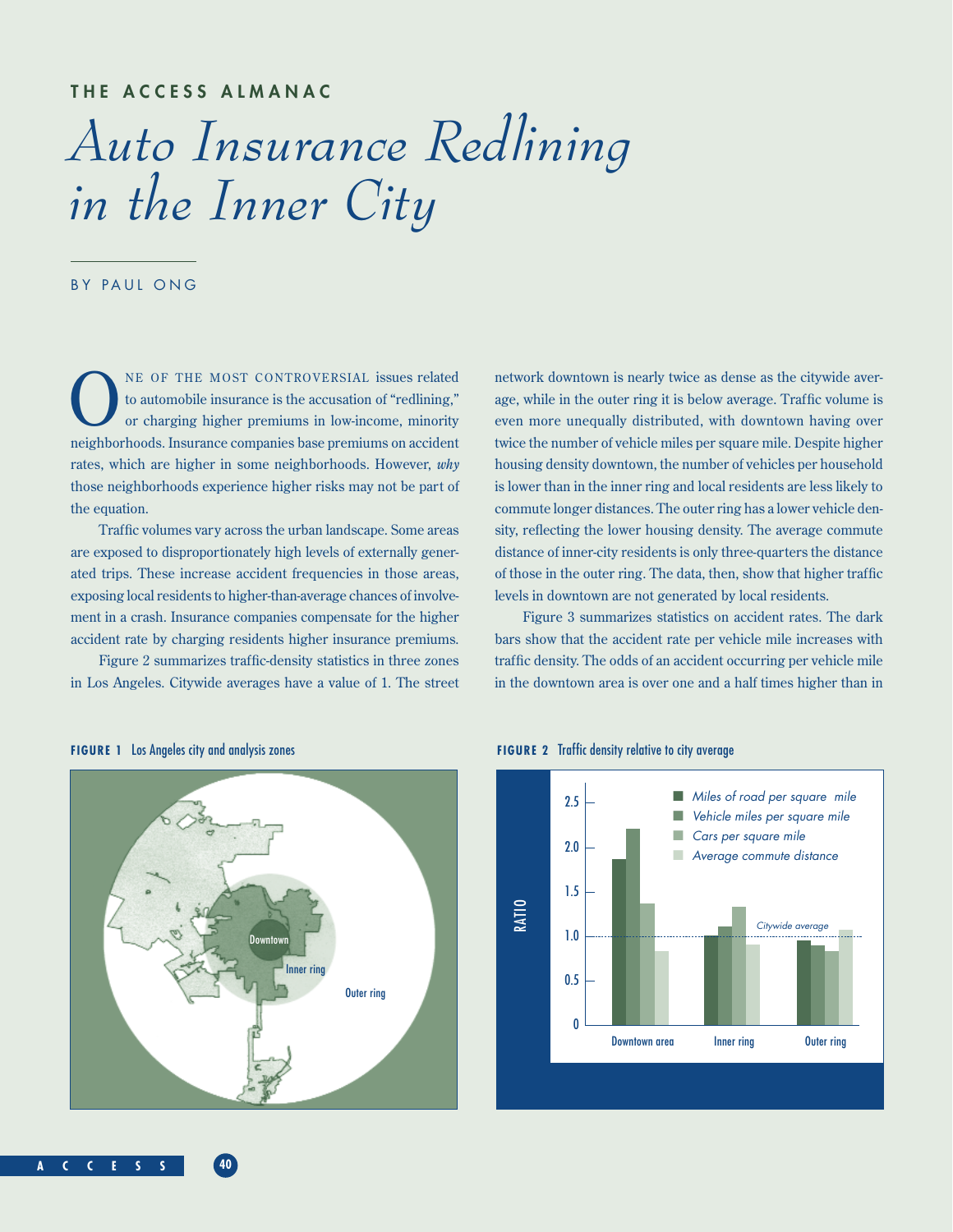THE ACCESS ALMANAC

# *Auto Insurance Redlining in the Inner City*

BY PAUL ONG

ONE OF THE MOST CONTROVERSIAL issues related to automobile insurance is the accusation of "redlining," or charging higher premiums in low-income, minority neighborhoods. Insurance companies base premiums on accident rates, which are higher in some neighborhoods. However, *why* those neighborhoods experience higher risks may not be part of the equation.

Traffic volumes vary across the urban landscape. Some areas are exposed to disproportionately high levels of externally generated trips. These increase accident frequencies in those areas, exposing local residents to higher-than-average chances of involvement in a crash. Insurance companies compensate for the higher accident rate by charging residents higher insurance premiums.

Figure 2 summarizes traffic-density statistics in three zones in Los Angeles. Citywide averages have a value of 1. The street network downtown is nearly twice as dense as the citywide average, while in the outer ring it is below average. Traffic volume is even more unequally distributed, with downtown having over twice the number of vehicle miles per square mile. Despite higher housing density downtown, the number of vehicles per household is lower than in the inner ring and local residents are less likely to commute longer distances. The outer ring has a lower vehicle density, reflecting the lower housing density. The average commute distance of inner-city residents is only three-quarters the distance of those in the outer ring. The data, then, show that higher traffic levels in downtown are not generated by local residents.

Figure 3 summarizes statistics on accident rates. The dark bars show that the accident rate per vehicle mile increases with traffic density. The odds of an accident occurring per vehicle mile in the downtown area is over one and a half times higher than in

**FIGURE 1** Los Angeles city and analysis zones

**FIGURE 2** Traffic density relative to city average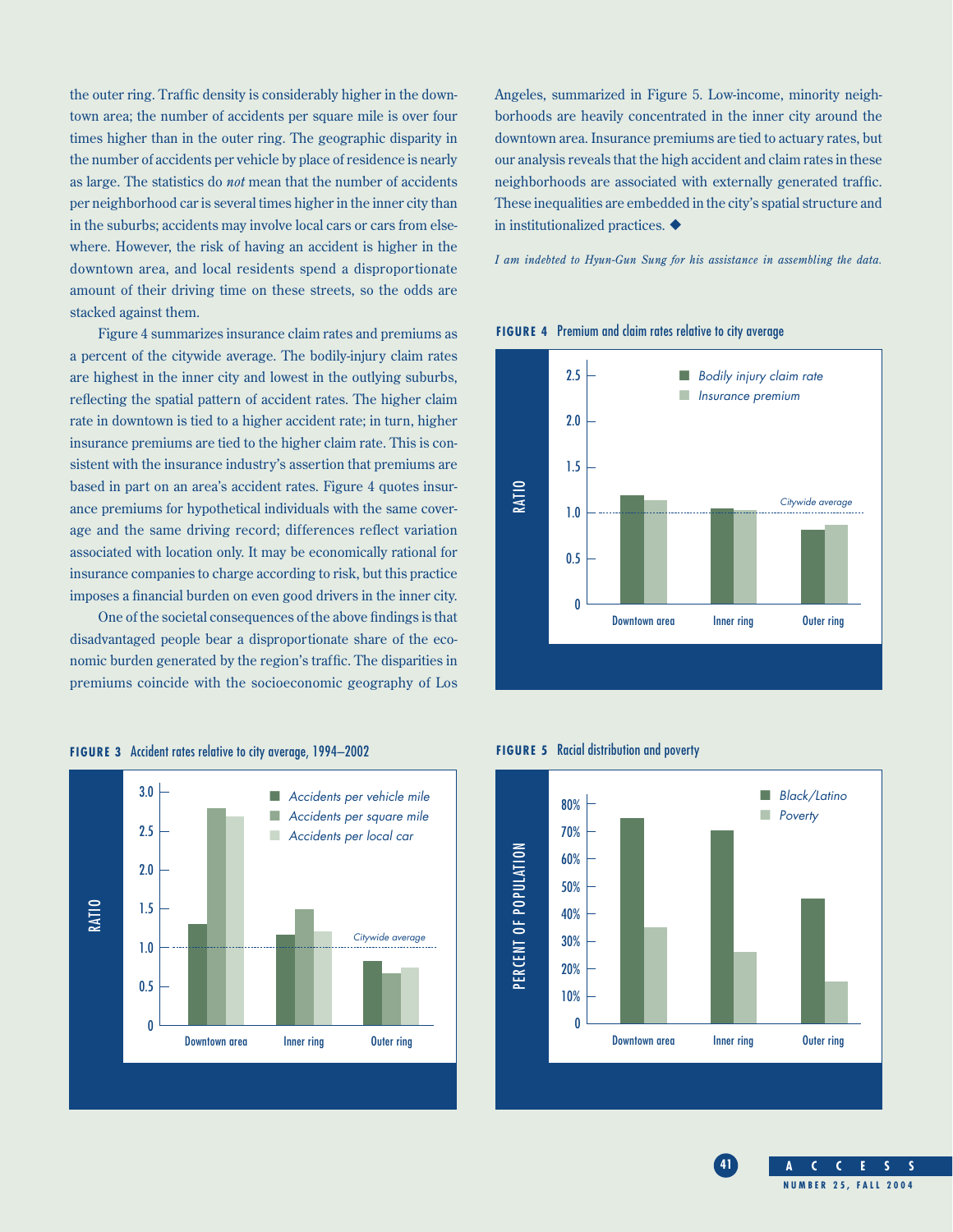the outer ring. Traffic density is considerably higher in the downtown area; the number of accidents per square mile is over four times higher than in the outer ring. The geographic disparity in the number of accidents per vehicle by place of residence is nearly as large. The statistics do *not* mean that the number of accidents per neighborhood car is several times higher in the inner city than in the suburbs; accidents may involve local cars or cars from elsewhere. However, the risk of having an accident is higher in the downtown area, and local residents spend a disproportionate amount of their driving time on these streets, so the odds are stacked against them.

Figure 4 summarizes insurance claim rates and premiums as a percent of the citywide average. The bodily-injury claim rates are highest in the inner city and lowest in the outlying suburbs, reflecting the spatial pattern of accident rates. The higher claim rate in downtown is tied to a higher accident rate; in turn, higher insurance premiums are tied to the higher claim rate. This is consistent with the insurance industry's assertion that premiums are based in part on an area's accident rates. Figure 4 quotes insurance premiums for hypothetical individuals with the same coverage and the same driving record; differences reflect variation associated with location only. It may be economically rational for insurance companies to charge according to risk, but this practice imposes a financial burden on even good drivers in the inner city.

One of the societal consequences of the above findings is that disadvantaged people bear a disproportionate share of the economic burden generated by the region's traffic. The disparities in premiums coincide with the socioeconomic geography of Los Angeles, summarized in Figure 5. Low-income, minority neighborhoods are heavily concentrated in the inner city around the downtown area. Insurance premiums are tied to actuary rates, but our analysis reveals that the high accident and claim rates in these neighborhoods are associated with externally generated traffic. These inequalities are embedded in the city's spatial structure and in institutionalized practices. ◆

*I am indebted to Hyun-Gun Sung for his assistance in assembling the data.*

**FIGURE 4** Premium and claim rates relative to city average

RATIO

2.5
2.0
1.5
1.0
0.5
0

Bodily injury claim rate
Insurance premium

Citywide average

Downtown area
Inner ring
Outer ring

**FIGURE 3** Accident rates relative to city average, 1994–2002

RATIO

3.0
2.5
2.0
1.5
1.0
0.5
0

Accidents per vehicle mile
Accidents per square mile
Accidents per local car

Citywide average

Downtown area
Inner ring
Outer ring

**FIGURE 5** Racial distribution and poverty

PERCENT OF POPULATION

80%
70%
60%
50%
40%
30%
20%
10%
0

Black/Latino
Poverty

Downtown area
Inner ring
Outer ring